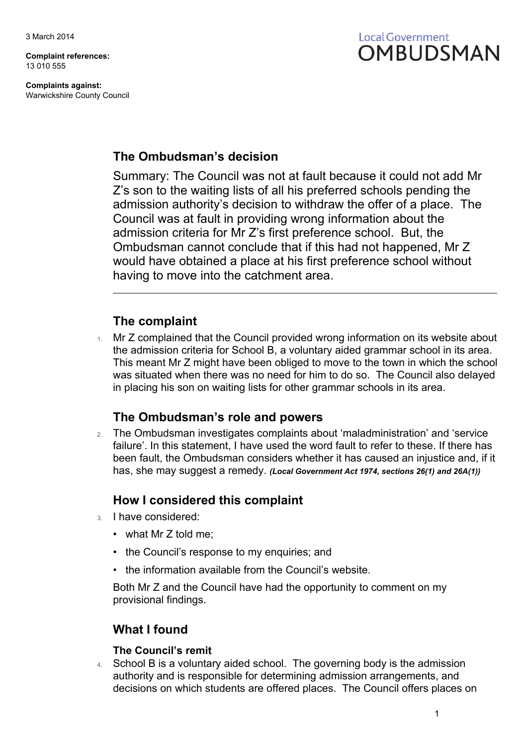3 March 2014

**Complaint references:**
13 010 555

**Complaints against:**
Warwickshire County Council

Local Government
OMBUDSMAN

## The Ombudsman's decision

Summary: The Council was not at fault because it could not add Mr Z's son to the waiting lists of all his preferred schools pending the admission authority's decision to withdraw the offer of a place. The Council was at fault in providing wrong information about the admission criteria for Mr Z's first preference school. But, the Ombudsman cannot conclude that if this had not happened, Mr Z would have obtained a place at his first preference school without having to move into the catchment area.

---

## The complaint

1. Mr Z complained that the Council provided wrong information on its website about the admission criteria for School B, a voluntary aided grammar school in its area. This meant Mr Z might have been obliged to move to the town in which the school was situated when there was no need for him to do so. The Council also delayed in placing his son on waiting lists for other grammar schools in its area.

## The Ombudsman's role and powers

2. The Ombudsman investigates complaints about 'maladministration' and 'service failure'. In this statement, I have used the word fault to refer to these. If there has been fault, the Ombudsman considers whether it has caused an injustice and, if it has, she may suggest a remedy. ***(Local Government Act 1974, sections 26(1) and 26A(1))***

## How I considered this complaint

3. I have considered:
   - what Mr Z told me;
   - the Council's response to my enquiries; and
   - the information available from the Council's website.

   Both Mr Z and the Council have had the opportunity to comment on my provisional findings.

## What I found

### The Council's remit

4. School B is a voluntary aided school. The governing body is the admission authority and is responsible for determining admission arrangements, and decisions on which students are offered places. The Council offers places on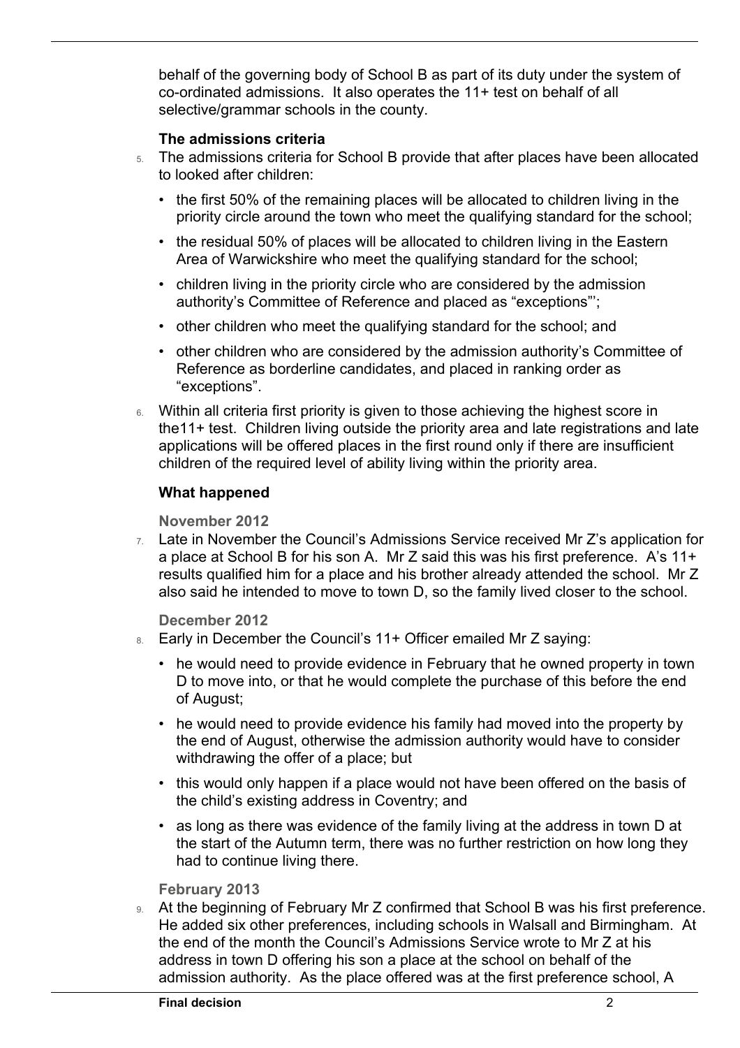behalf of the governing body of School B as part of its duty under the system of co-ordinated admissions. It also operates the 11+ test on behalf of all selective/grammar schools in the county.

### The admissions criteria

5. The admissions criteria for School B provide that after places have been allocated to looked after children:
   - the first 50% of the remaining places will be allocated to children living in the priority circle around the town who meet the qualifying standard for the school;
   - the residual 50% of places will be allocated to children living in the Eastern Area of Warwickshire who meet the qualifying standard for the school;
   - children living in the priority circle who are considered by the admission authority's Committee of Reference and placed as "exceptions"';
   - other children who meet the qualifying standard for the school; and
   - other children who are considered by the admission authority's Committee of Reference as borderline candidates, and placed in ranking order as "exceptions".
6. Within all criteria first priority is given to those achieving the highest score in the11+ test. Children living outside the priority area and late registrations and late applications will be offered places in the first round only if there are insufficient children of the required level of ability living within the priority area.

### What happened

#### November 2012

7. Late in November the Council's Admissions Service received Mr Z's application for a place at School B for his son A. Mr Z said this was his first preference. A's 11+ results qualified him for a place and his brother already attended the school. Mr Z also said he intended to move to town D, so the family lived closer to the school.

#### December 2012

8. Early in December the Council's 11+ Officer emailed Mr Z saying:
   - he would need to provide evidence in February that he owned property in town D to move into, or that he would complete the purchase of this before the end of August;
   - he would need to provide evidence his family had moved into the property by the end of August, otherwise the admission authority would have to consider withdrawing the offer of a place; but
   - this would only happen if a place would not have been offered on the basis of the child's existing address in Coventry; and
   - as long as there was evidence of the family living at the address in town D at the start of the Autumn term, there was no further restriction on how long they had to continue living there.

#### February 2013

9. At the beginning of February Mr Z confirmed that School B was his first preference. He added six other preferences, including schools in Walsall and Birmingham. At the end of the month the Council's Admissions Service wrote to Mr Z at his address in town D offering his son a place at the school on behalf of the admission authority. As the place offered was at the first preference school, A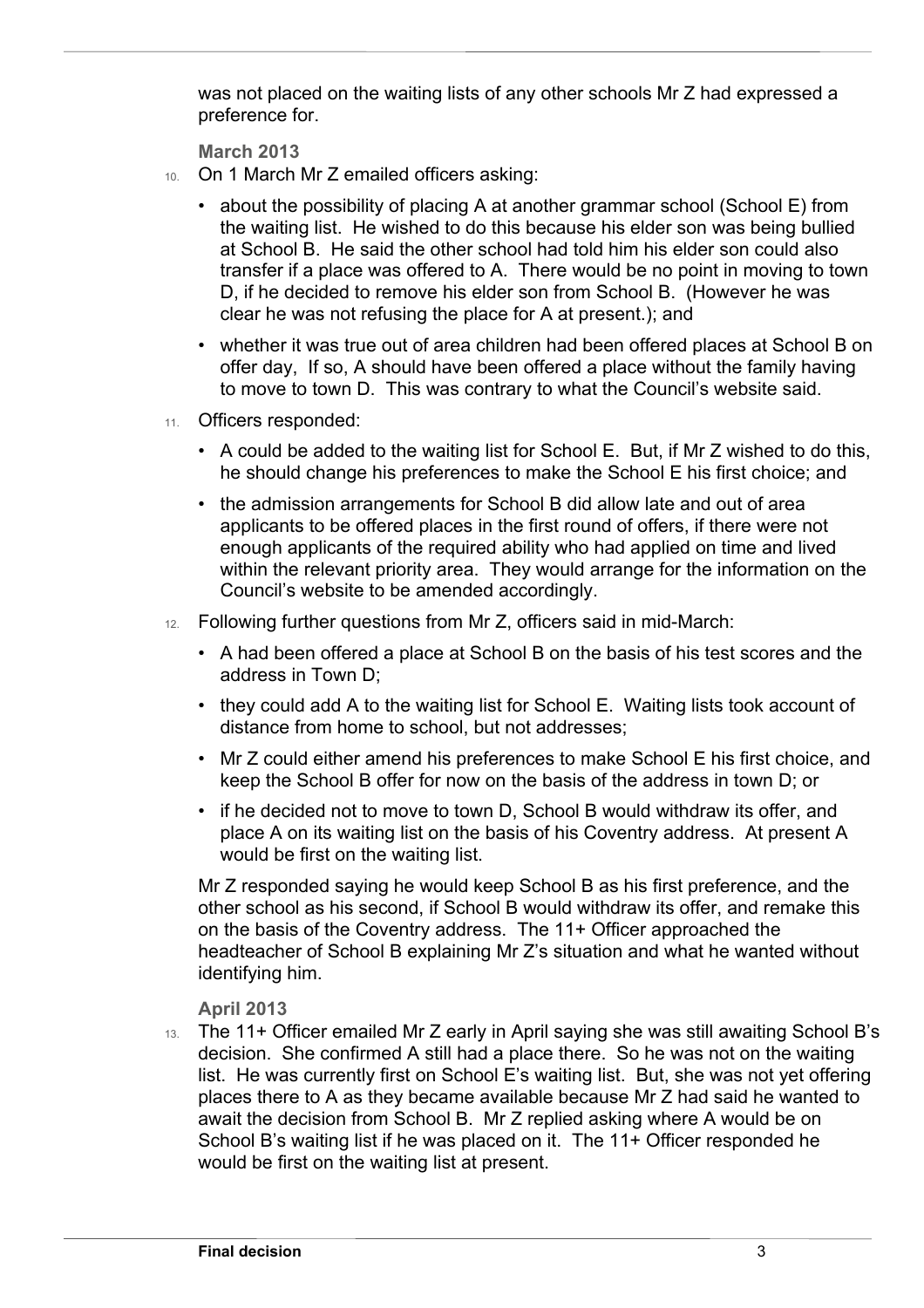was not placed on the waiting lists of any other schools Mr Z had expressed a preference for.

**March 2013**

10. On 1 March Mr Z emailed officers asking:

    - about the possibility of placing A at another grammar school (School E) from the waiting list. He wished to do this because his elder son was being bullied at School B. He said the other school had told him his elder son could also transfer if a place was offered to A. There would be no point in moving to town D, if he decided to remove his elder son from School B. (However he was clear he was not refusing the place for A at present.); and
    - whether it was true out of area children had been offered places at School B on offer day, If so, A should have been offered a place without the family having to move to town D. This was contrary to what the Council's website said.

11. Officers responded:

    - A could be added to the waiting list for School E. But, if Mr Z wished to do this, he should change his preferences to make the School E his first choice; and
    - the admission arrangements for School B did allow late and out of area applicants to be offered places in the first round of offers, if there were not enough applicants of the required ability who had applied on time and lived within the relevant priority area. They would arrange for the information on the Council's website to be amended accordingly.

12. Following further questions from Mr Z, officers said in mid-March:

    - A had been offered a place at School B on the basis of his test scores and the address in Town D;
    - they could add A to the waiting list for School E. Waiting lists took account of distance from home to school, but not addresses;
    - Mr Z could either amend his preferences to make School E his first choice, and keep the School B offer for now on the basis of the address in town D; or
    - if he decided not to move to town D, School B would withdraw its offer, and place A on its waiting list on the basis of his Coventry address. At present A would be first on the waiting list.

    Mr Z responded saying he would keep School B as his first preference, and the other school as his second, if School B would withdraw its offer, and remake this on the basis of the Coventry address. The 11+ Officer approached the headteacher of School B explaining Mr Z's situation and what he wanted without identifying him.

**April 2013**

13. The 11+ Officer emailed Mr Z early in April saying she was still awaiting School B's decision. She confirmed A still had a place there. So he was not on the waiting list. He was currently first on School E's waiting list. But, she was not yet offering places there to A as they became available because Mr Z had said he wanted to await the decision from School B. Mr Z replied asking where A would be on School B's waiting list if he was placed on it. The 11+ Officer responded he would be first on the waiting list at present.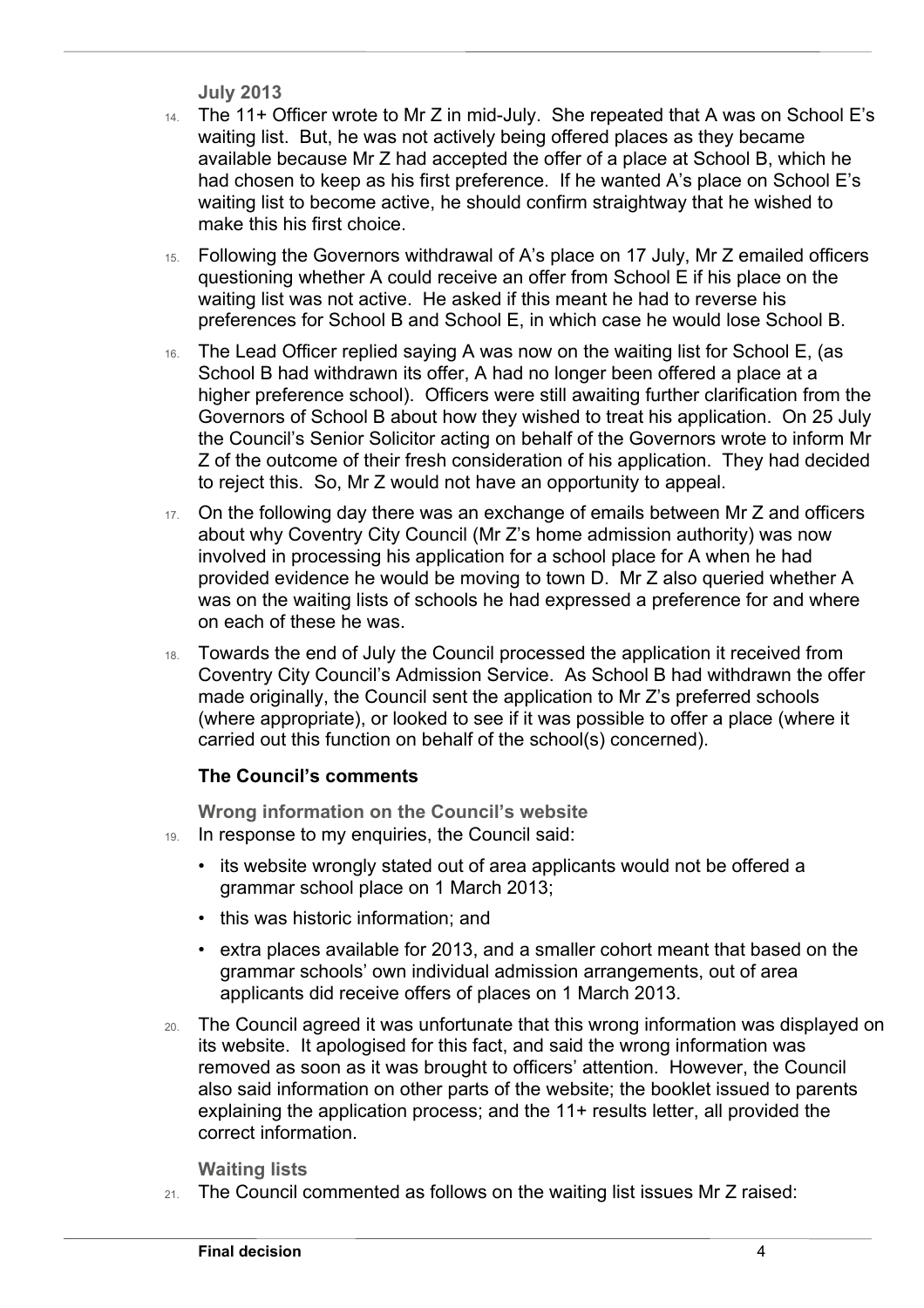### July 2013

14. The 11+ Officer wrote to Mr Z in mid-July. She repeated that A was on School E's waiting list. But, he was not actively being offered places as they became available because Mr Z had accepted the offer of a place at School B, which he had chosen to keep as his first preference. If he wanted A's place on School E's waiting list to become active, he should confirm straightway that he wished to make this his first choice.
15. Following the Governors withdrawal of A's place on 17 July, Mr Z emailed officers questioning whether A could receive an offer from School E if his place on the waiting list was not active. He asked if this meant he had to reverse his preferences for School B and School E, in which case he would lose School B.
16. The Lead Officer replied saying A was now on the waiting list for School E, (as School B had withdrawn its offer, A had no longer been offered a place at a higher preference school). Officers were still awaiting further clarification from the Governors of School B about how they wished to treat his application. On 25 July the Council's Senior Solicitor acting on behalf of the Governors wrote to inform Mr Z of the outcome of their fresh consideration of his application. They had decided to reject this. So, Mr Z would not have an opportunity to appeal.
17. On the following day there was an exchange of emails between Mr Z and officers about why Coventry City Council (Mr Z's home admission authority) was now involved in processing his application for a school place for A when he had provided evidence he would be moving to town D. Mr Z also queried whether A was on the waiting lists of schools he had expressed a preference for and where on each of these he was.
18. Towards the end of July the Council processed the application it received from Coventry City Council's Admission Service. As School B had withdrawn the offer made originally, the Council sent the application to Mr Z's preferred schools (where appropriate), or looked to see if it was possible to offer a place (where it carried out this function on behalf of the school(s) concerned).

## The Council's comments

### Wrong information on the Council's website

19. In response to my enquiries, the Council said:
    - its website wrongly stated out of area applicants would not be offered a grammar school place on 1 March 2013;
    - this was historic information; and
    - extra places available for 2013, and a smaller cohort meant that based on the grammar schools' own individual admission arrangements, out of area applicants did receive offers of places on 1 March 2013.
20. The Council agreed it was unfortunate that this wrong information was displayed on its website. It apologised for this fact, and said the wrong information was removed as soon as it was brought to officers' attention. However, the Council also said information on other parts of the website; the booklet issued to parents explaining the application process; and the 11+ results letter, all provided the correct information.

### Waiting lists

21. The Council commented as follows on the waiting list issues Mr Z raised: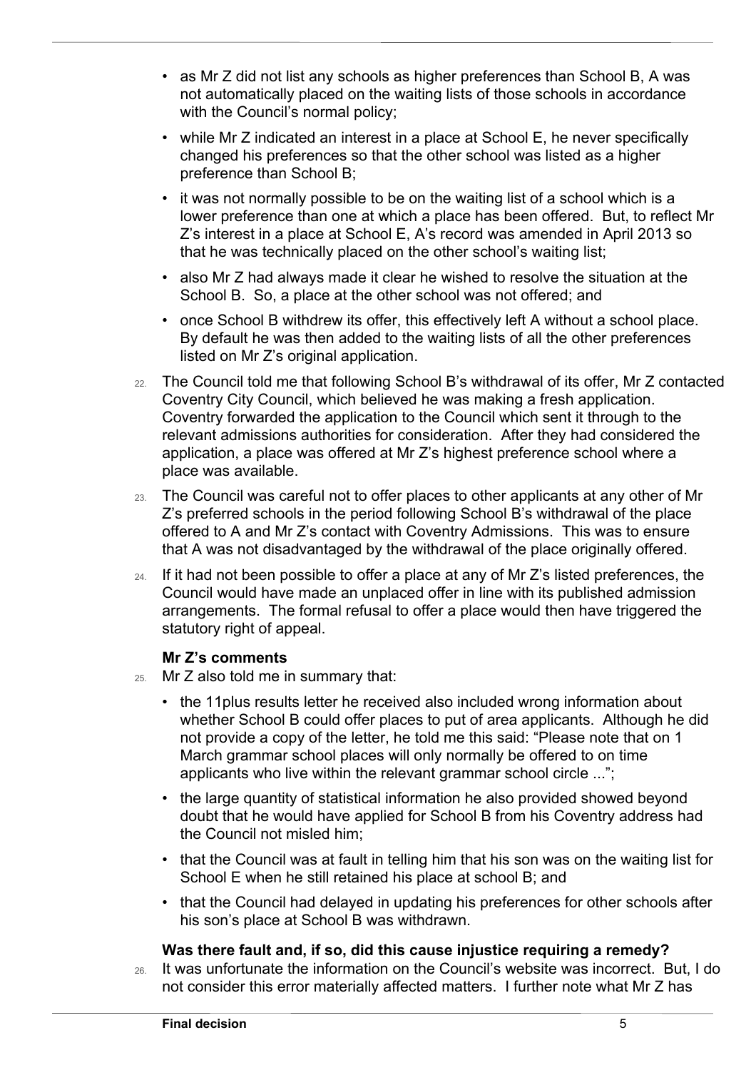- as Mr Z did not list any schools as higher preferences than School B, A was not automatically placed on the waiting lists of those schools in accordance with the Council's normal policy;
- while Mr Z indicated an interest in a place at School E, he never specifically changed his preferences so that the other school was listed as a higher preference than School B;
- it was not normally possible to be on the waiting list of a school which is a lower preference than one at which a place has been offered. But, to reflect Mr Z's interest in a place at School E, A's record was amended in April 2013 so that he was technically placed on the other school's waiting list;
- also Mr Z had always made it clear he wished to resolve the situation at the School B. So, a place at the other school was not offered; and
- once School B withdrew its offer, this effectively left A without a school place. By default he was then added to the waiting lists of all the other preferences listed on Mr Z's original application.

22. The Council told me that following School B's withdrawal of its offer, Mr Z contacted Coventry City Council, which believed he was making a fresh application. Coventry forwarded the application to the Council which sent it through to the relevant admissions authorities for consideration. After they had considered the application, a place was offered at Mr Z's highest preference school where a place was available.

23. The Council was careful not to offer places to other applicants at any other of Mr Z's preferred schools in the period following School B's withdrawal of the place offered to A and Mr Z's contact with Coventry Admissions. This was to ensure that A was not disadvantaged by the withdrawal of the place originally offered.

24. If it had not been possible to offer a place at any of Mr Z's listed preferences, the Council would have made an unplaced offer in line with its published admission arrangements. The formal refusal to offer a place would then have triggered the statutory right of appeal.

**Mr Z's comments**

25. Mr Z also told me in summary that:

- the 11plus results letter he received also included wrong information about whether School B could offer places to put of area applicants. Although he did not provide a copy of the letter, he told me this said: "Please note that on 1 March grammar school places will only normally be offered to on time applicants who live within the relevant grammar school circle ...";
- the large quantity of statistical information he also provided showed beyond doubt that he would have applied for School B from his Coventry address had the Council not misled him;
- that the Council was at fault in telling him that his son was on the waiting list for School E when he still retained his place at school B; and
- that the Council had delayed in updating his preferences for other schools after his son's place at School B was withdrawn.

**Was there fault and, if so, did this cause injustice requiring a remedy?**

26. It was unfortunate the information on the Council's website was incorrect. But, I do not consider this error materially affected matters. I further note what Mr Z has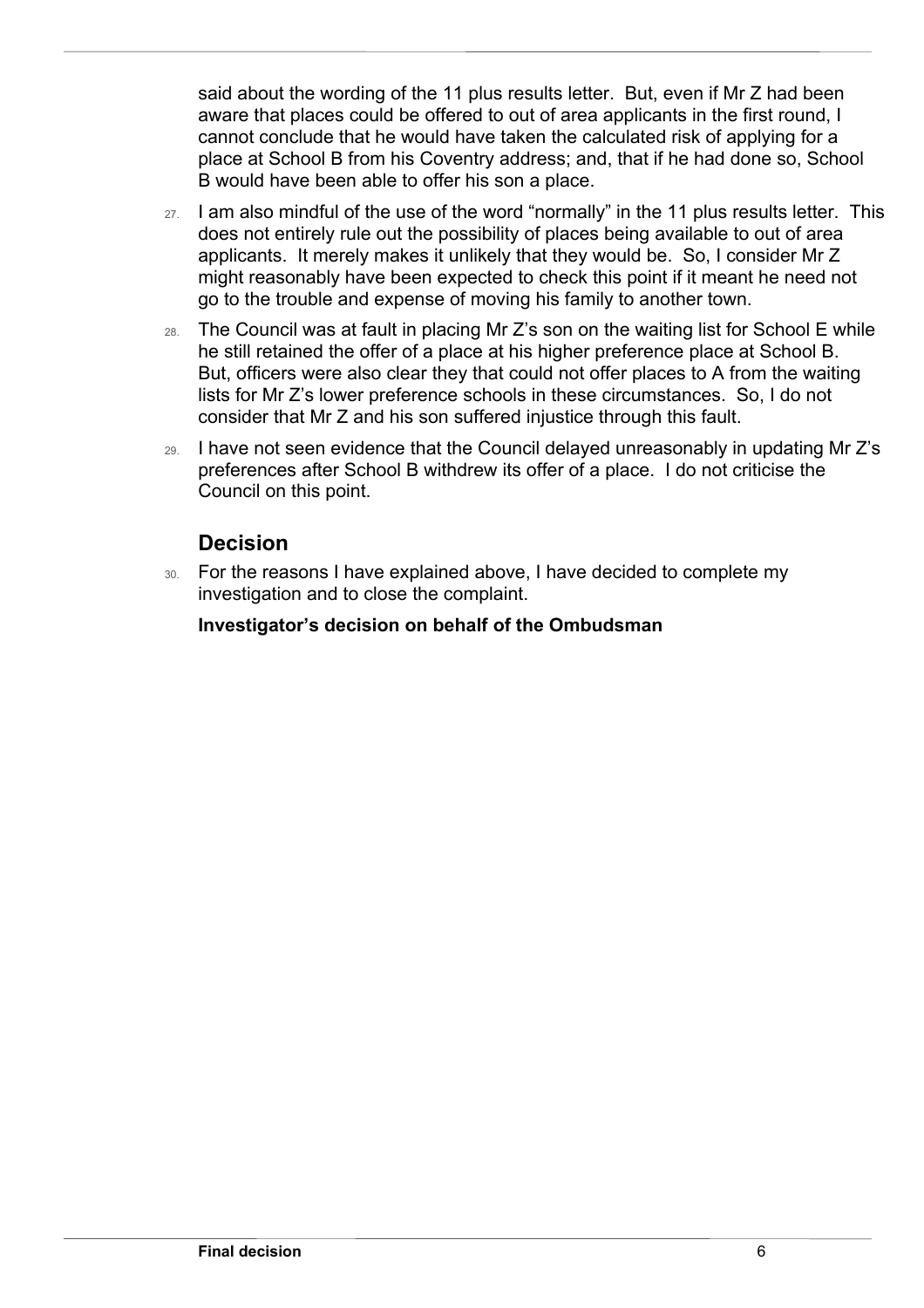said about the wording of the 11 plus results letter. But, even if Mr Z had been aware that places could be offered to out of area applicants in the first round, I cannot conclude that he would have taken the calculated risk of applying for a place at School B from his Coventry address; and, that if he had done so, School B would have been able to offer his son a place.

27. I am also mindful of the use of the word "normally" in the 11 plus results letter. This does not entirely rule out the possibility of places being available to out of area applicants. It merely makes it unlikely that they would be. So, I consider Mr Z might reasonably have been expected to check this point if it meant he need not go to the trouble and expense of moving his family to another town.

28. The Council was at fault in placing Mr Z's son on the waiting list for School E while he still retained the offer of a place at his higher preference place at School B. But, officers were also clear they that could not offer places to A from the waiting lists for Mr Z's lower preference schools in these circumstances. So, I do not consider that Mr Z and his son suffered injustice through this fault.

29. I have not seen evidence that the Council delayed unreasonably in updating Mr Z's preferences after School B withdrew its offer of a place. I do not criticise the Council on this point.

## Decision

30. For the reasons I have explained above, I have decided to complete my investigation and to close the complaint.

**Investigator's decision on behalf of the Ombudsman**